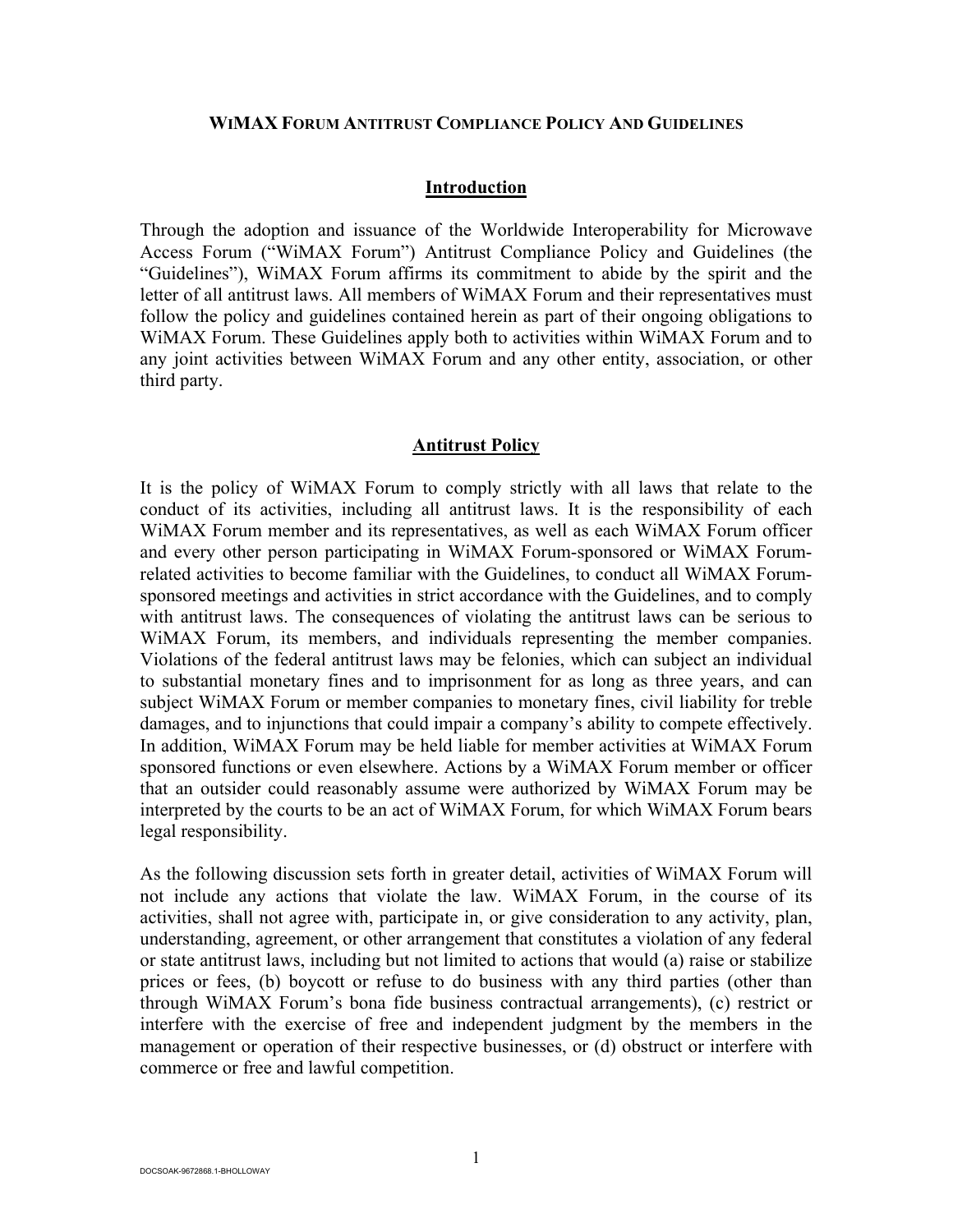# WiMAX Forum Antitrust Compliance Policy And Guidelines

## Introduction

Through the adoption and issuance of the Worldwide Interoperability for Microwave Access Forum ("WiMAX Forum") Antitrust Compliance Policy and Guidelines (the "Guidelines"), WiMAX Forum affirms its commitment to abide by the spirit and the letter of all antitrust laws. All members of WiMAX Forum and their representatives must follow the policy and guidelines contained herein as part of their ongoing obligations to WiMAX Forum. These Guidelines apply both to activities within WiMAX Forum and to any joint activities between WiMAX Forum and any other entity, association, or other third party.

## Antitrust Policy

It is the policy of WiMAX Forum to comply strictly with all laws that relate to the conduct of its activities, including all antitrust laws. It is the responsibility of each WiMAX Forum member and its representatives, as well as each WiMAX Forum officer and every other person participating in WiMAX Forum-sponsored or WiMAX Forum-related activities to become familiar with the Guidelines, to conduct all WiMAX Forum-sponsored meetings and activities in strict accordance with the Guidelines, and to comply with antitrust laws. The consequences of violating the antitrust laws can be serious to WiMAX Forum, its members, and individuals representing the member companies. Violations of the federal antitrust laws may be felonies, which can subject an individual to substantial monetary fines and to imprisonment for as long as three years, and can subject WiMAX Forum or member companies to monetary fines, civil liability for treble damages, and to injunctions that could impair a company's ability to compete effectively. In addition, WiMAX Forum may be held liable for member activities at WiMAX Forum sponsored functions or even elsewhere. Actions by a WiMAX Forum member or officer that an outsider could reasonably assume were authorized by WiMAX Forum may be interpreted by the courts to be an act of WiMAX Forum, for which WiMAX Forum bears legal responsibility.

As the following discussion sets forth in greater detail, activities of WiMAX Forum will not include any actions that violate the law. WiMAX Forum, in the course of its activities, shall not agree with, participate in, or give consideration to any activity, plan, understanding, agreement, or other arrangement that constitutes a violation of any federal or state antitrust laws, including but not limited to actions that would (a) raise or stabilize prices or fees, (b) boycott or refuse to do business with any third parties (other than through WiMAX Forum's bona fide business contractual arrangements), (c) restrict or interfere with the exercise of free and independent judgment by the members in the management or operation of their respective businesses, or (d) obstruct or interfere with commerce or free and lawful competition.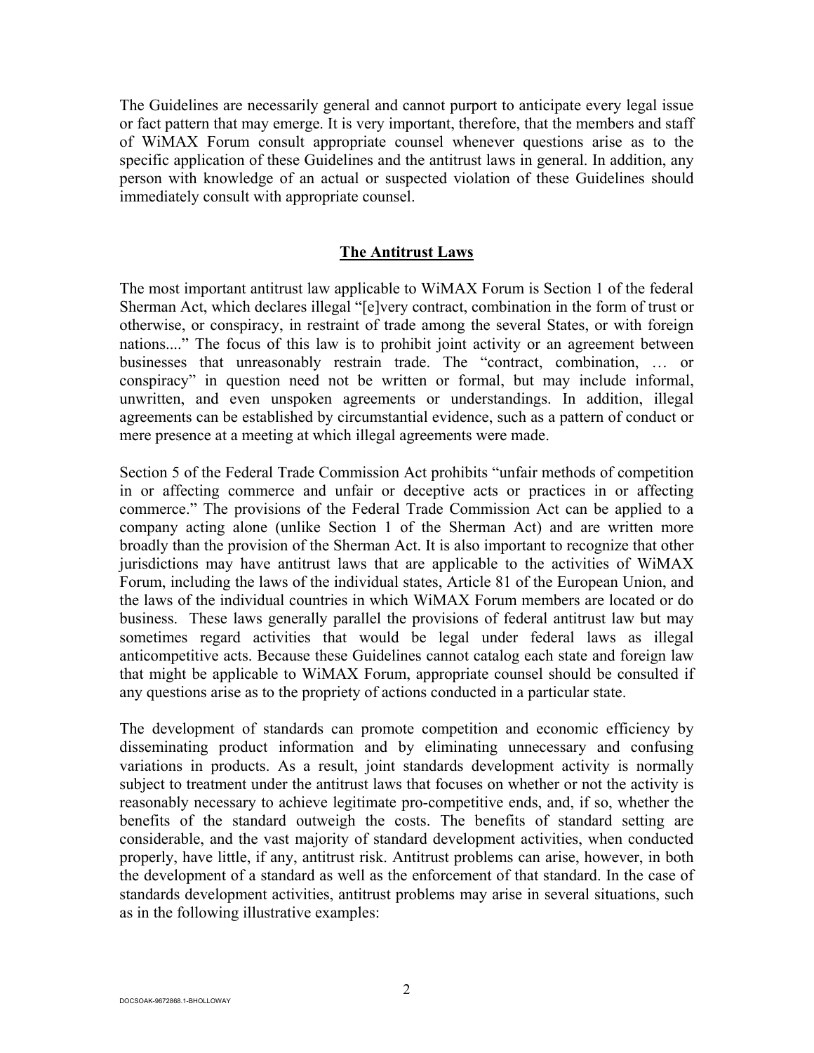The Guidelines are necessarily general and cannot purport to anticipate every legal issue or fact pattern that may emerge. It is very important, therefore, that the members and staff of WiMAX Forum consult appropriate counsel whenever questions arise as to the specific application of these Guidelines and the antitrust laws in general. In addition, any person with knowledge of an actual or suspected violation of these Guidelines should immediately consult with appropriate counsel.

## The Antitrust Laws

The most important antitrust law applicable to WiMAX Forum is Section 1 of the federal Sherman Act, which declares illegal "[e]very contract, combination in the form of trust or otherwise, or conspiracy, in restraint of trade among the several States, or with foreign nations...." The focus of this law is to prohibit joint activity or an agreement between businesses that unreasonably restrain trade. The "contract, combination, … or conspiracy" in question need not be written or formal, but may include informal, unwritten, and even unspoken agreements or understandings. In addition, illegal agreements can be established by circumstantial evidence, such as a pattern of conduct or mere presence at a meeting at which illegal agreements were made.

Section 5 of the Federal Trade Commission Act prohibits "unfair methods of competition in or affecting commerce and unfair or deceptive acts or practices in or affecting commerce." The provisions of the Federal Trade Commission Act can be applied to a company acting alone (unlike Section 1 of the Sherman Act) and are written more broadly than the provision of the Sherman Act. It is also important to recognize that other jurisdictions may have antitrust laws that are applicable to the activities of WiMAX Forum, including the laws of the individual states, Article 81 of the European Union, and the laws of the individual countries in which WiMAX Forum members are located or do business. These laws generally parallel the provisions of federal antitrust law but may sometimes regard activities that would be legal under federal laws as illegal anticompetitive acts. Because these Guidelines cannot catalog each state and foreign law that might be applicable to WiMAX Forum, appropriate counsel should be consulted if any questions arise as to the propriety of actions conducted in a particular state.

The development of standards can promote competition and economic efficiency by disseminating product information and by eliminating unnecessary and confusing variations in products. As a result, joint standards development activity is normally subject to treatment under the antitrust laws that focuses on whether or not the activity is reasonably necessary to achieve legitimate pro-competitive ends, and, if so, whether the benefits of the standard outweigh the costs. The benefits of standard setting are considerable, and the vast majority of standard development activities, when conducted properly, have little, if any, antitrust risk. Antitrust problems can arise, however, in both the development of a standard as well as the enforcement of that standard. In the case of standards development activities, antitrust problems may arise in several situations, such as in the following illustrative examples: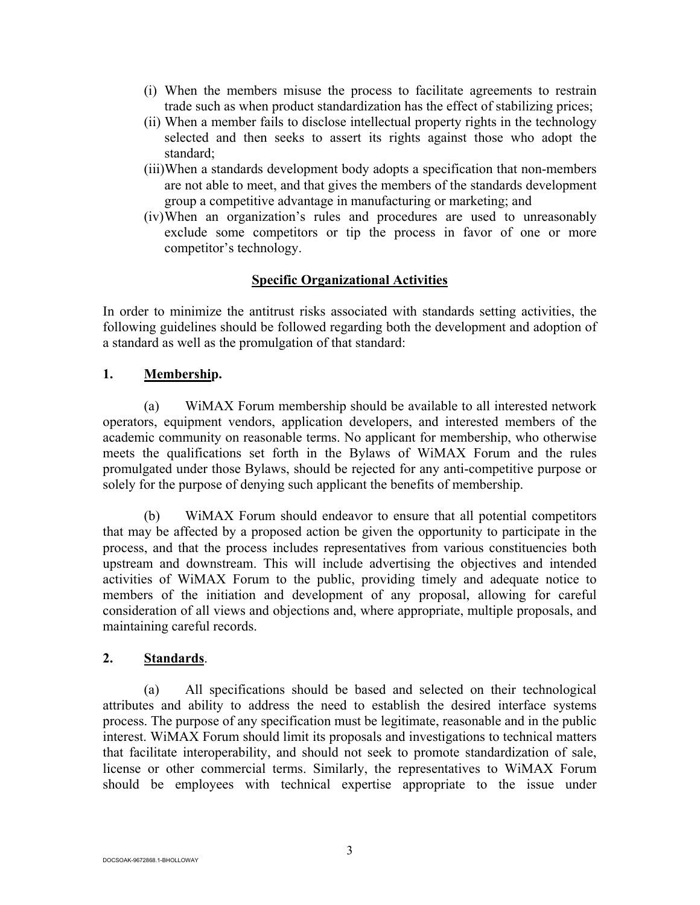(i) When the members misuse the process to facilitate agreements to restrain trade such as when product standardization has the effect of stabilizing prices;
(ii) When a member fails to disclose intellectual property rights in the technology selected and then seeks to assert its rights against those who adopt the standard;
(iii) When a standards development body adopts a specification that non-members are not able to meet, and that gives the members of the standards development group a competitive advantage in manufacturing or marketing; and
(iv) When an organization's rules and procedures are used to unreasonably exclude some competitors or tip the process in favor of one or more competitor's technology.

## Specific Organizational Activities

In order to minimize the antitrust risks associated with standards setting activities, the following guidelines should be followed regarding both the development and adoption of a standard as well as the promulgation of that standard:

### 1. Membership.

(a) WiMAX Forum membership should be available to all interested network operators, equipment vendors, application developers, and interested members of the academic community on reasonable terms. No applicant for membership, who otherwise meets the qualifications set forth in the Bylaws of WiMAX Forum and the rules promulgated under those Bylaws, should be rejected for any anti-competitive purpose or solely for the purpose of denying such applicant the benefits of membership.

(b) WiMAX Forum should endeavor to ensure that all potential competitors that may be affected by a proposed action be given the opportunity to participate in the process, and that the process includes representatives from various constituencies both upstream and downstream. This will include advertising the objectives and intended activities of WiMAX Forum to the public, providing timely and adequate notice to members of the initiation and development of any proposal, allowing for careful consideration of all views and objections and, where appropriate, multiple proposals, and maintaining careful records.

### 2. Standards.

(a) All specifications should be based and selected on their technological attributes and ability to address the need to establish the desired interface systems process. The purpose of any specification must be legitimate, reasonable and in the public interest. WiMAX Forum should limit its proposals and investigations to technical matters that facilitate interoperability, and should not seek to promote standardization of sale, license or other commercial terms. Similarly, the representatives to WiMAX Forum should be employees with technical expertise appropriate to the issue under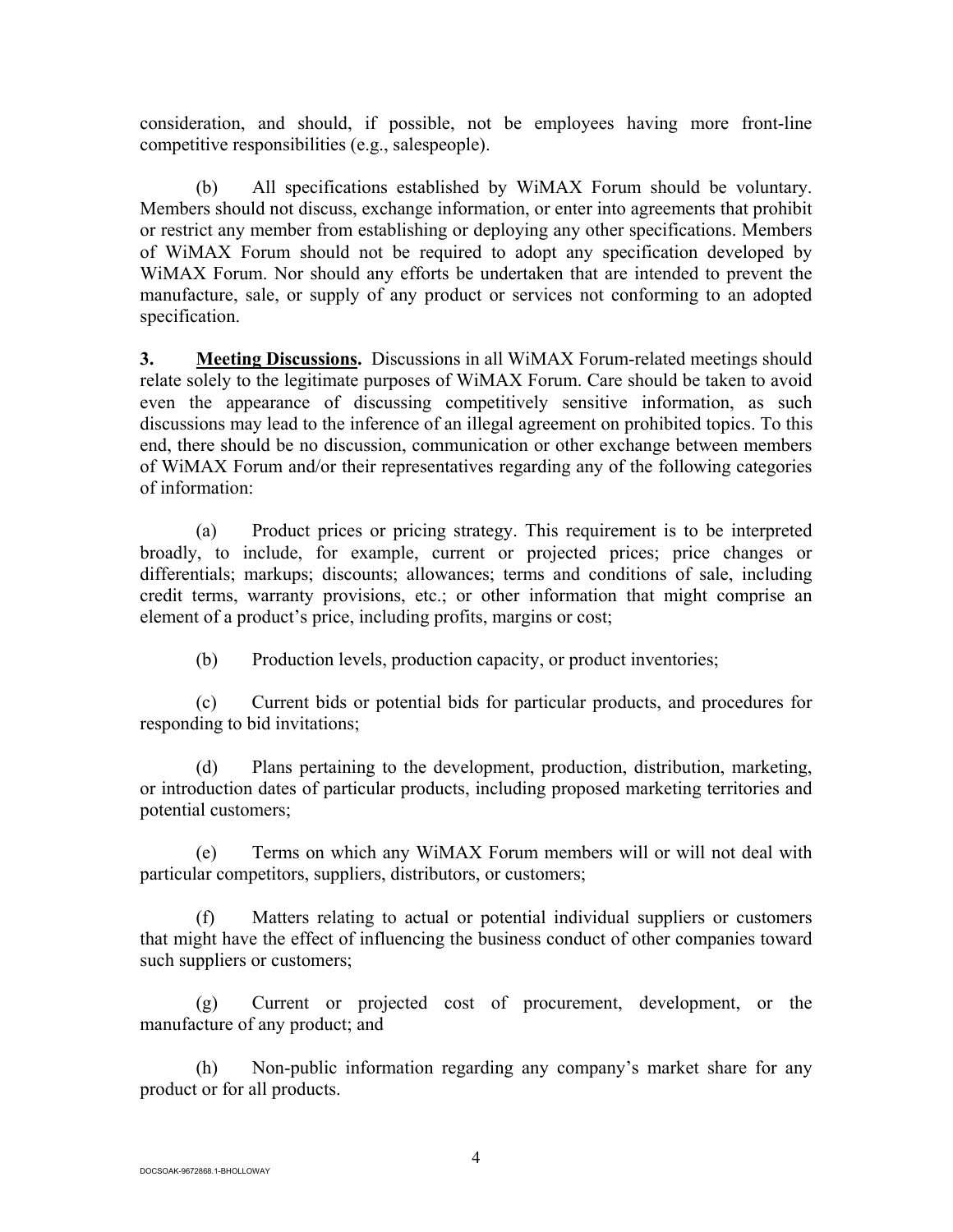consideration, and should, if possible, not be employees having more front-line competitive responsibilities (e.g., salespeople).

(b) All specifications established by WiMAX Forum should be voluntary. Members should not discuss, exchange information, or enter into agreements that prohibit or restrict any member from establishing or deploying any other specifications. Members of WiMAX Forum should not be required to adopt any specification developed by WiMAX Forum. Nor should any efforts be undertaken that are intended to prevent the manufacture, sale, or supply of any product or services not conforming to an adopted specification.

**3. <u>Meeting Discussions</u>.** Discussions in all WiMAX Forum-related meetings should relate solely to the legitimate purposes of WiMAX Forum. Care should be taken to avoid even the appearance of discussing competitively sensitive information, as such discussions may lead to the inference of an illegal agreement on prohibited topics. To this end, there should be no discussion, communication or other exchange between members of WiMAX Forum and/or their representatives regarding any of the following categories of information:

(a) Product prices or pricing strategy. This requirement is to be interpreted broadly, to include, for example, current or projected prices; price changes or differentials; markups; discounts; allowances; terms and conditions of sale, including credit terms, warranty provisions, etc.; or other information that might comprise an element of a product's price, including profits, margins or cost;

(b) Production levels, production capacity, or product inventories;

(c) Current bids or potential bids for particular products, and procedures for responding to bid invitations;

(d) Plans pertaining to the development, production, distribution, marketing, or introduction dates of particular products, including proposed marketing territories and potential customers;

(e) Terms on which any WiMAX Forum members will or will not deal with particular competitors, suppliers, distributors, or customers;

(f) Matters relating to actual or potential individual suppliers or customers that might have the effect of influencing the business conduct of other companies toward such suppliers or customers;

(g) Current or projected cost of procurement, development, or the manufacture of any product; and

(h) Non-public information regarding any company's market share for any product or for all products.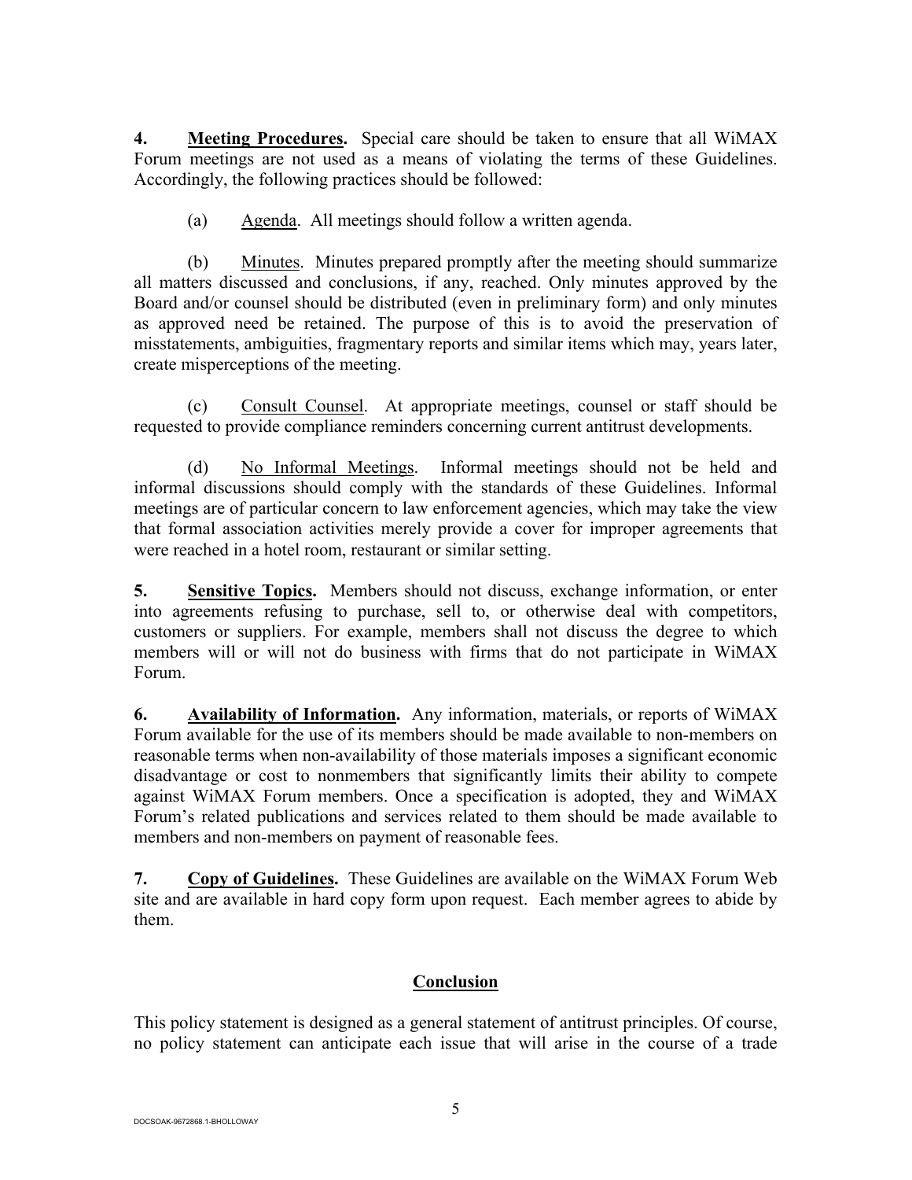**4. <u>Meeting Procedures</u>.** Special care should be taken to ensure that all WiMAX Forum meetings are not used as a means of violating the terms of these Guidelines. Accordingly, the following practices should be followed:

(a) <u>Agenda</u>. All meetings should follow a written agenda.

(b) <u>Minutes</u>. Minutes prepared promptly after the meeting should summarize all matters discussed and conclusions, if any, reached. Only minutes approved by the Board and/or counsel should be distributed (even in preliminary form) and only minutes as approved need be retained. The purpose of this is to avoid the preservation of misstatements, ambiguities, fragmentary reports and similar items which may, years later, create misperceptions of the meeting.

(c) <u>Consult Counsel</u>. At appropriate meetings, counsel or staff should be requested to provide compliance reminders concerning current antitrust developments.

(d) <u>No Informal Meetings</u>. Informal meetings should not be held and informal discussions should comply with the standards of these Guidelines. Informal meetings are of particular concern to law enforcement agencies, which may take the view that formal association activities merely provide a cover for improper agreements that were reached in a hotel room, restaurant or similar setting.

**5. <u>Sensitive Topics</u>.** Members should not discuss, exchange information, or enter into agreements refusing to purchase, sell to, or otherwise deal with competitors, customers or suppliers. For example, members shall not discuss the degree to which members will or will not do business with firms that do not participate in WiMAX Forum.

**6. <u>Availability of Information</u>.** Any information, materials, or reports of WiMAX Forum available for the use of its members should be made available to non-members on reasonable terms when non-availability of those materials imposes a significant economic disadvantage or cost to nonmembers that significantly limits their ability to compete against WiMAX Forum members. Once a specification is adopted, they and WiMAX Forum's related publications and services related to them should be made available to members and non-members on payment of reasonable fees.

**7. <u>Copy of Guidelines</u>.** These Guidelines are available on the WiMAX Forum Web site and are available in hard copy form upon request. Each member agrees to abide by them.

## <u>Conclusion</u>

This policy statement is designed as a general statement of antitrust principles. Of course, no policy statement can anticipate each issue that will arise in the course of a trade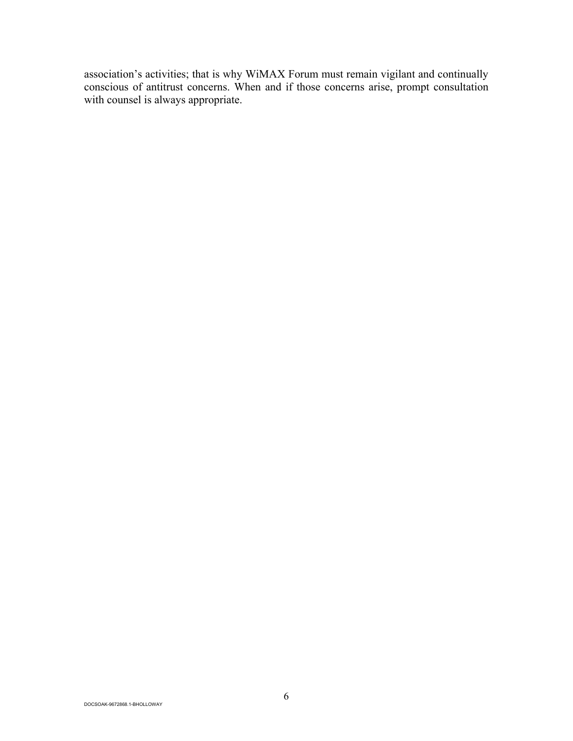association’s activities; that is why WiMAX Forum must remain vigilant and continually conscious of antitrust concerns. When and if those concerns arise, prompt consultation with counsel is always appropriate.